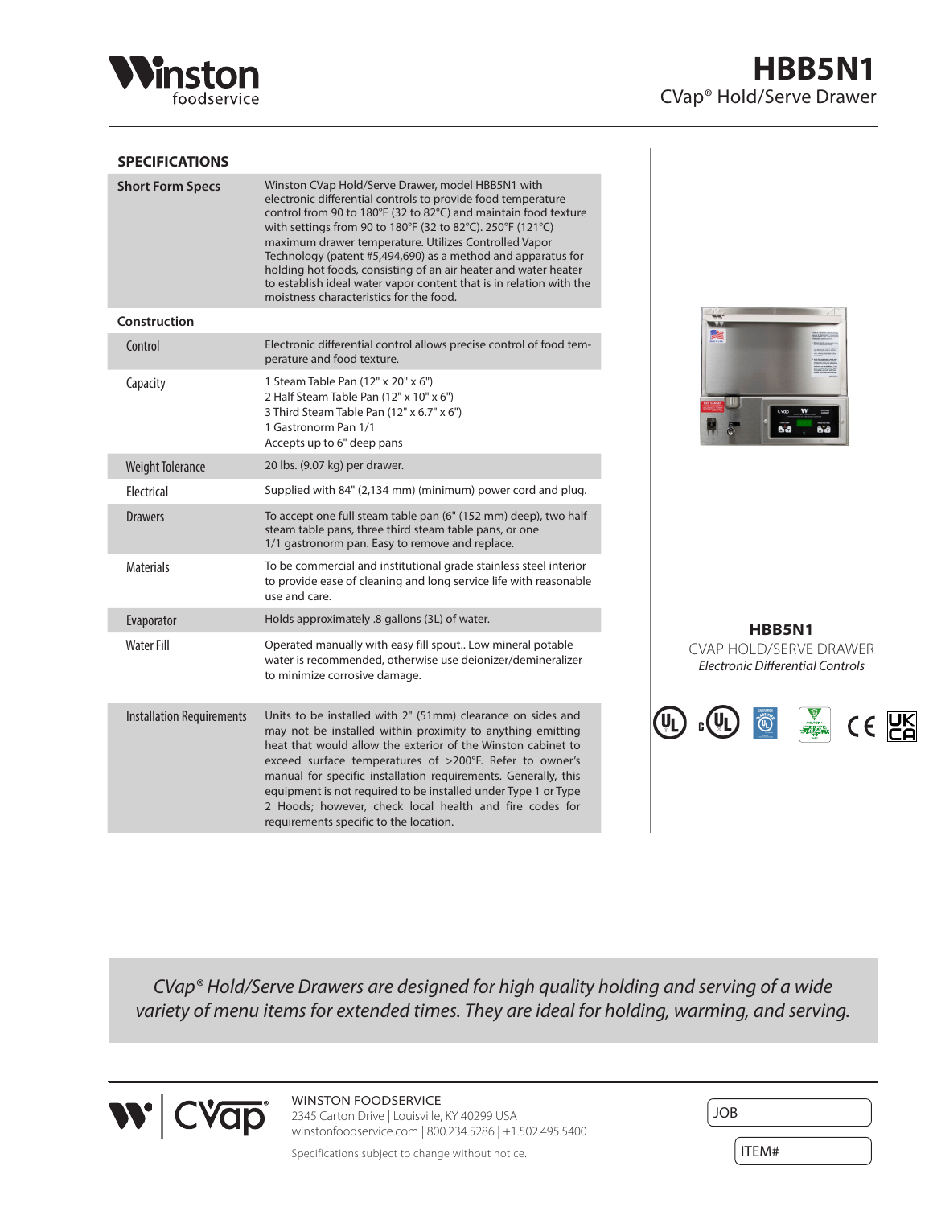# HBB5N1

CVap® Hold/Serve Drawer

## SPECIFICATIONS

| | |
|---|---|
| **Short Form Specs** | Winston CVap Hold/Serve Drawer, model HBB5N1 with electronic differential controls to provide food temperature control from 90 to 180°F (32 to 82°C) and maintain food texture with settings from 90 to 180°F (32 to 82°C). 250°F (121°C) maximum drawer temperature. Utilizes Controlled Vapor Technology (patent #5,494,690) as a method and apparatus for holding hot foods, consisting of an air heater and water heater to establish ideal water vapor content that is in relation with the moistness characteristics for the food. |
| **Construction** | |
| Control | Electronic differential control allows precise control of food temperature and food texture. |
| Capacity | 1 Steam Table Pan (12" x 20" x 6")<br>2 Half Steam Table Pan (12" x 10" x 6")<br>3 Third Steam Table Pan (12" x 6.7" x 6")<br>1 Gastronorm Pan 1/1<br>Accepts up to 6" deep pans |
| Weight Tolerance | 20 lbs. (9.07 kg) per drawer. |
| Electrical | Supplied with 84" (2,134 mm) (minimum) power cord and plug. |
| Drawers | To accept one full steam table pan (6" (152 mm) deep), two half steam table pans, three third steam table pans, or one 1/1 gastronorm pan. Easy to remove and replace. |
| Materials | To be commercial and institutional grade stainless steel interior to provide ease of cleaning and long service life with reasonable use and care. |
| Evaporator | Holds approximately .8 gallons (3L) of water. |
| Water Fill | Operated manually with easy fill spout.. Low mineral potable water is recommended, otherwise use deionizer/demineralizer to minimize corrosive damage. |
| Installation Requirements | Units to be installed with 2" (51mm) clearance on sides and may not be installed within proximity to anything emitting heat that would allow the exterior of the Winston cabinet to exceed surface temperatures of >200°F. Refer to owner's manual for specific installation requirements. Generally, this equipment is not required to be installed under Type 1 or Type 2 Hoods; however, check local health and fire codes for requirements specific to the location. |

**HBB5N1**

CVAP HOLD/SERVE DRAWER

*Electronic Differential Controls*

*CVap® Hold/Serve Drawers are designed for high quality holding and serving of a wide variety of menu items for extended times. They are ideal for holding, warming, and serving.*

WINSTON FOODSERVICE
2345 Carton Drive | Louisville, KY 40299 USA
winstonfoodservice.com | 800.234.5286 | +1.502.495.5400

Specifications subject to change without notice.

JOB

ITEM#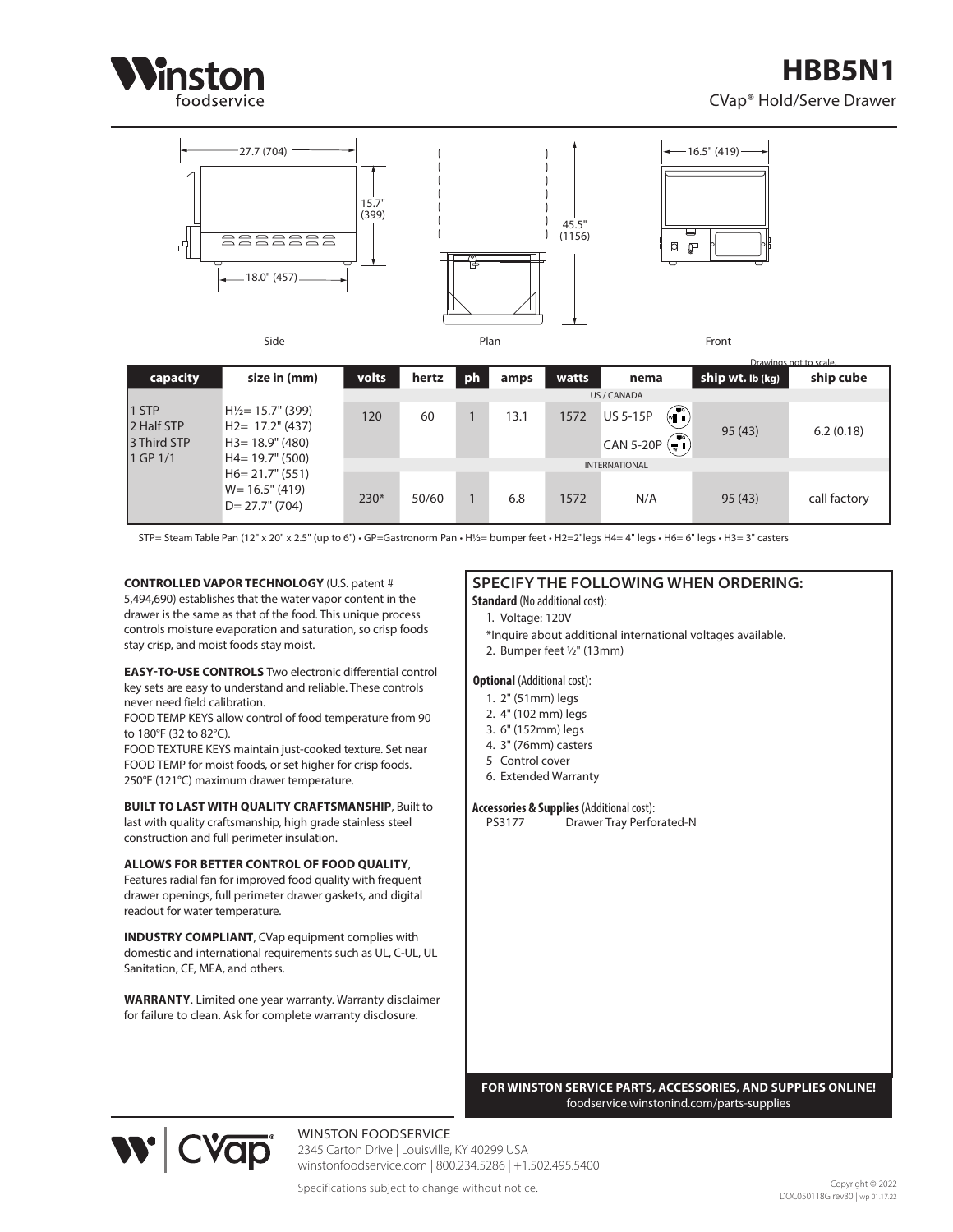# HBB5N1

CVap® Hold/Serve Drawer

27.7 (704)

15.7" (399)

18.0" (457)

45.5" (1156)

16.5" (419)

Side

Plan

Front

Drawings not to scale.

| capacity | size in (mm) | volts | hertz | ph | amps | watts | nema | ship wt. lb (kg) | ship cube |
|---|---|---|---|---|---|---|---|---|---|
| 1 STP<br>2 Half STP<br>3 Third STP<br>1 GP 1/1 | H½= 15.7" (399)<br>H2= 17.2" (437)<br>H3= 18.9" (480)<br>H4= 19.7" (500)<br>H6= 21.7" (551)<br>W= 16.5" (419)<br>D= 27.7" (704) | US / CANADA | | | | | | | |
| | | 120 | 60 | 1 | 13.1 | 1572 | US 5-15P<br>CAN 5-20P | 95 (43) | 6.2 (0.18) |
| | | INTERNATIONAL | | | | | | | |
| | | 230* | 50/60 | 1 | 6.8 | 1572 | N/A | 95 (43) | call factory |

STP= Steam Table Pan (12" x 20" x 2.5" (up to 6") • GP=Gastronorm Pan • H½= bumper feet • H2=2"legs H4= 4" legs • H6= 6" legs • H3= 3" casters

**CONTROLLED VAPOR TECHNOLOGY** (U.S. patent # 5,494,690) establishes that the water vapor content in the drawer is the same as that of the food. This unique process controls moisture evaporation and saturation, so crisp foods stay crisp, and moist foods stay moist.

**EASY-TO-USE CONTROLS** Two electronic differential control key sets are easy to understand and reliable. These controls never need field calibration.

FOOD TEMP KEYS allow control of food temperature from 90 to 180°F (32 to 82°C).

FOOD TEXTURE KEYS maintain just-cooked texture. Set near FOOD TEMP for moist foods, or set higher for crisp foods. 250°F (121°C) maximum drawer temperature.

**BUILT TO LAST WITH QUALITY CRAFTSMANSHIP**, Built to last with quality craftsmanship, high grade stainless steel construction and full perimeter insulation.

**ALLOWS FOR BETTER CONTROL OF FOOD QUALITY**, Features radial fan for improved food quality with frequent drawer openings, full perimeter drawer gaskets, and digital readout for water temperature.

**INDUSTRY COMPLIANT**, CVap equipment complies with domestic and international requirements such as UL, C-UL, UL Sanitation, CE, MEA, and others.

**WARRANTY**. Limited one year warranty. Warranty disclaimer for failure to clean. Ask for complete warranty disclosure.

## SPECIFY THE FOLLOWING WHEN ORDERING:

**Standard** (No additional cost):

1. Voltage: 120V

   *Inquire about additional international voltages available.

2. Bumper feet ½" (13mm)

**Optional** (Additional cost):

1. 2" (51mm) legs
2. 4" (102 mm) legs
3. 6" (152mm) legs
4. 3" (76mm) casters
5. Control cover
6. Extended Warranty

**Accessories & Supplies** (Additional cost):

PS3177 Drawer Tray Perforated-N

**FOR WINSTON SERVICE PARTS, ACCESSORIES, AND SUPPLIES ONLINE!**
foodservice.winstonind.com/parts-supplies

WINSTON FOODSERVICE
2345 Carton Drive | Louisville, KY 40299 USA
winstonfoodservice.com | 800.234.5286 | +1.502.495.5400

Specifications subject to change without notice.

Copyright © 2022
DOC050118G rev30 | wp 01.17.22